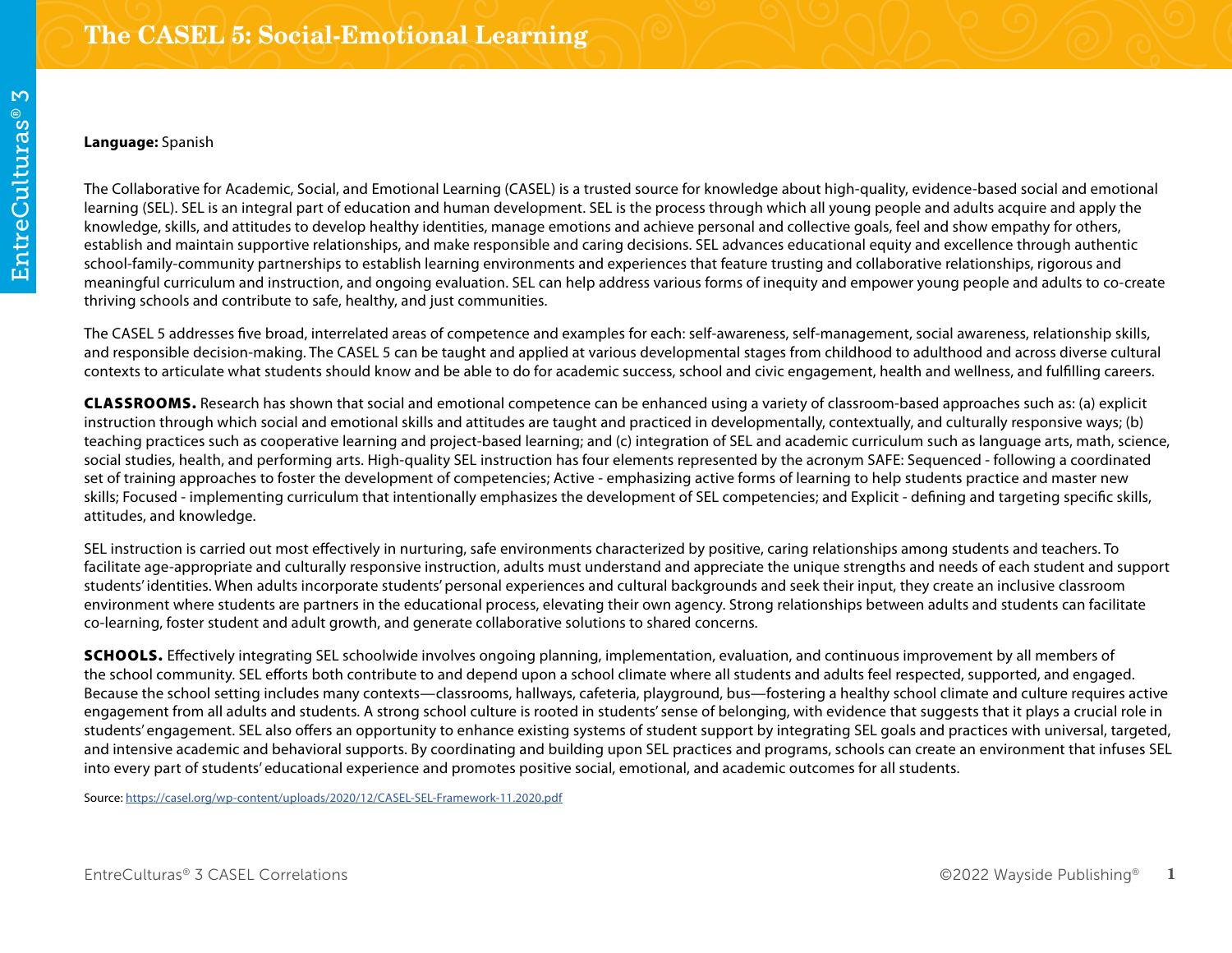# The CASEL 5: Social-Emotional Learning

**Language:** Spanish

The Collaborative for Academic, Social, and Emotional Learning (CASEL) is a trusted source for knowledge about high-quality, evidence-based social and emotional learning (SEL). SEL is an integral part of education and human development. SEL is the process through which all young people and adults acquire and apply the knowledge, skills, and attitudes to develop healthy identities, manage emotions and achieve personal and collective goals, feel and show empathy for others, establish and maintain supportive relationships, and make responsible and caring decisions. SEL advances educational equity and excellence through authentic school-family-community partnerships to establish learning environments and experiences that feature trusting and collaborative relationships, rigorous and meaningful curriculum and instruction, and ongoing evaluation. SEL can help address various forms of inequity and empower young people and adults to co-create thriving schools and contribute to safe, healthy, and just communities.

The CASEL 5 addresses five broad, interrelated areas of competence and examples for each: self-awareness, self-management, social awareness, relationship skills, and responsible decision-making. The CASEL 5 can be taught and applied at various developmental stages from childhood to adulthood and across diverse cultural contexts to articulate what students should know and be able to do for academic success, school and civic engagement, health and wellness, and fulfilling careers.

**CLASSROOMS.** Research has shown that social and emotional competence can be enhanced using a variety of classroom-based approaches such as: (a) explicit instruction through which social and emotional skills and attitudes are taught and practiced in developmentally, contextually, and culturally responsive ways; (b) teaching practices such as cooperative learning and project-based learning; and (c) integration of SEL and academic curriculum such as language arts, math, science, social studies, health, and performing arts. High-quality SEL instruction has four elements represented by the acronym SAFE: Sequenced - following a coordinated set of training approaches to foster the development of competencies; Active - emphasizing active forms of learning to help students practice and master new skills; Focused - implementing curriculum that intentionally emphasizes the development of SEL competencies; and Explicit - defining and targeting specific skills, attitudes, and knowledge.

SEL instruction is carried out most effectively in nurturing, safe environments characterized by positive, caring relationships among students and teachers. To facilitate age-appropriate and culturally responsive instruction, adults must understand and appreciate the unique strengths and needs of each student and support students' identities. When adults incorporate students' personal experiences and cultural backgrounds and seek their input, they create an inclusive classroom environment where students are partners in the educational process, elevating their own agency. Strong relationships between adults and students can facilitate co-learning, foster student and adult growth, and generate collaborative solutions to shared concerns.

**SCHOOLS.** Effectively integrating SEL schoolwide involves ongoing planning, implementation, evaluation, and continuous improvement by all members of the school community. SEL efforts both contribute to and depend upon a school climate where all students and adults feel respected, supported, and engaged. Because the school setting includes many contexts—classrooms, hallways, cafeteria, playground, bus—fostering a healthy school climate and culture requires active engagement from all adults and students. A strong school culture is rooted in students' sense of belonging, with evidence that suggests that it plays a crucial role in students' engagement. SEL also offers an opportunity to enhance existing systems of student support by integrating SEL goals and practices with universal, targeted, and intensive academic and behavioral supports. By coordinating and building upon SEL practices and programs, schools can create an environment that infuses SEL into every part of students' educational experience and promotes positive social, emotional, and academic outcomes for all students.

Source: https://casel.org/wp-content/uploads/2020/12/CASEL-SEL-Framework-11.2020.pdf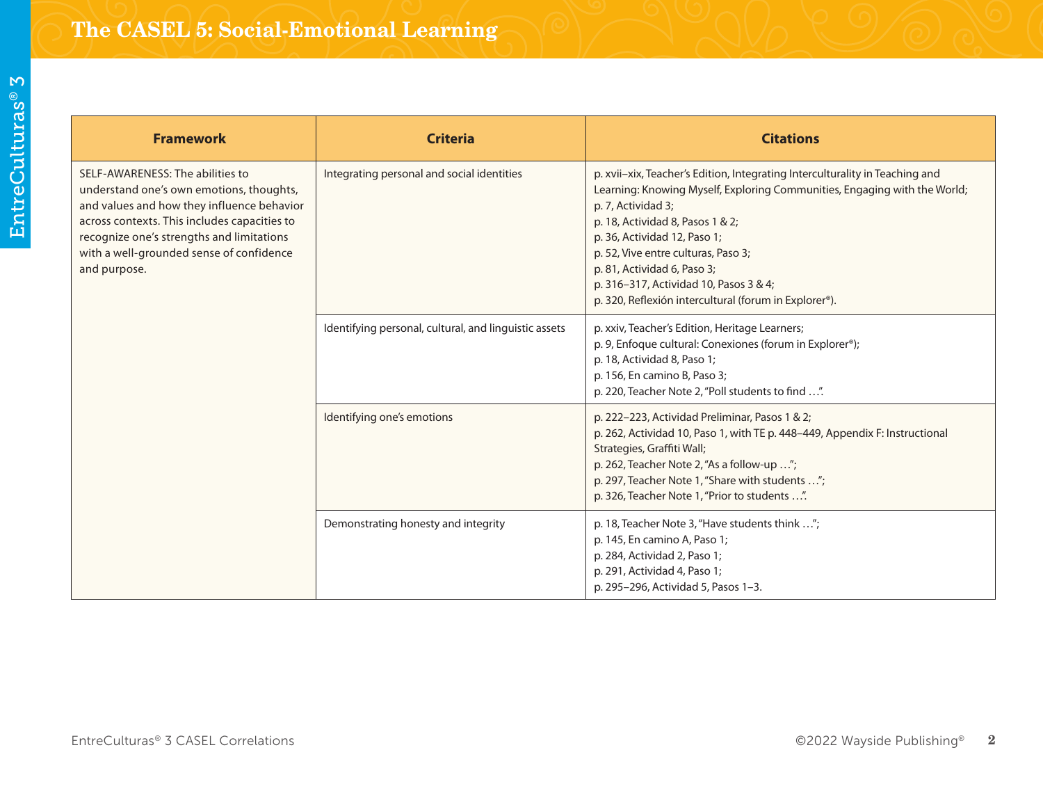# The CASEL 5: Social-Emotional Learning

| Framework | Criteria | Citations |
| --- | --- | --- |
| SELF-AWARENESS: The abilities to understand one's own emotions, thoughts, and values and how they influence behavior across contexts. This includes capacities to recognize one's strengths and limitations with a well-grounded sense of confidence and purpose. | Integrating personal and social identities | p. xvii–xix, Teacher's Edition, Integrating Interculturality in Teaching and Learning: Knowing Myself, Exploring Communities, Engaging with the World;<br>p. 7, Actividad 3;<br>p. 18, Actividad 8, Pasos 1 & 2;<br>p. 36, Actividad 12, Paso 1;<br>p. 52, Vive entre culturas, Paso 3;<br>p. 81, Actividad 6, Paso 3;<br>p. 316–317, Actividad 10, Pasos 3 & 4;<br>p. 320, Reflexión intercultural (forum in Explorer®). |
| | Identifying personal, cultural, and linguistic assets | p. xxiv, Teacher's Edition, Heritage Learners;<br>p. 9, Enfoque cultural: Conexiones (forum in Explorer®);<br>p. 18, Actividad 8, Paso 1;<br>p. 156, En camino B, Paso 3;<br>p. 220, Teacher Note 2, "Poll students to find …". |
| | Identifying one's emotions | p. 222–223, Actividad Preliminar, Pasos 1 & 2;<br>p. 262, Actividad 10, Paso 1, with TE p. 448–449, Appendix F: Instructional Strategies, Graffiti Wall;<br>p. 262, Teacher Note 2, "As a follow-up …";<br>p. 297, Teacher Note 1, "Share with students …";<br>p. 326, Teacher Note 1, "Prior to students …". |
| | Demonstrating honesty and integrity | p. 18, Teacher Note 3, "Have students think …";<br>p. 145, En camino A, Paso 1;<br>p. 284, Actividad 2, Paso 1;<br>p. 291, Actividad 4, Paso 1;<br>p. 295–296, Actividad 5, Pasos 1–3. |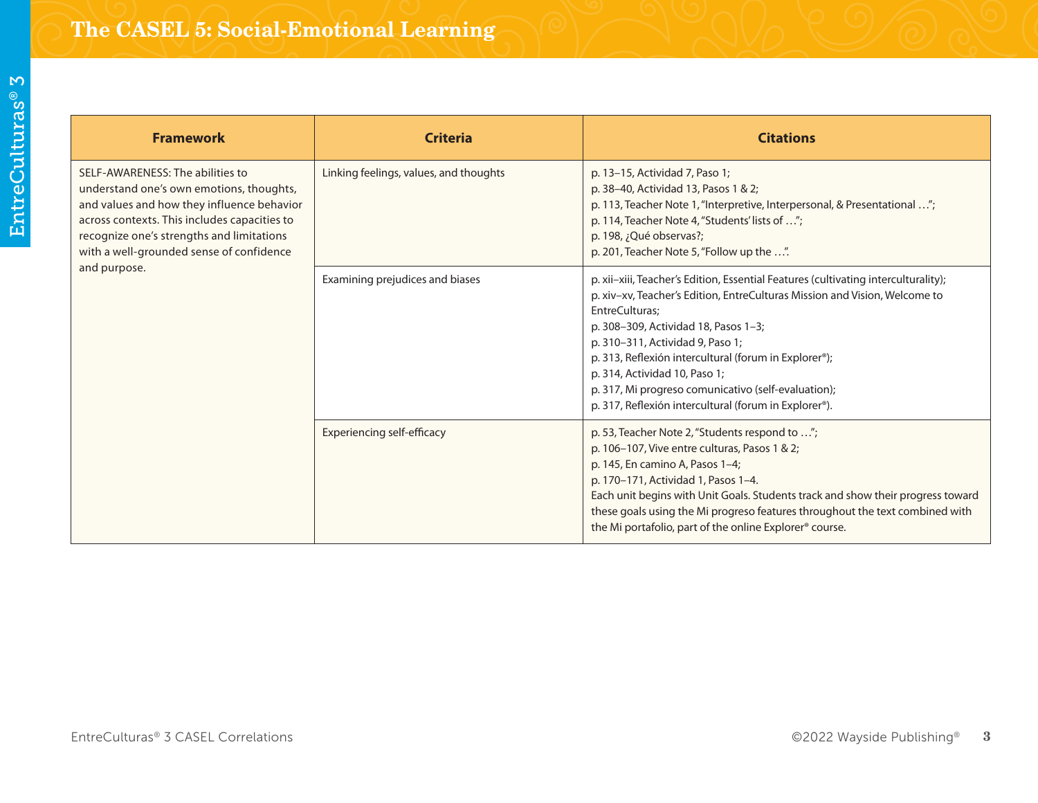# The CASEL 5: Social-Emotional Learning

| Framework | Criteria | Citations |
| --- | --- | --- |
| SELF-AWARENESS: The abilities to understand one's own emotions, thoughts, and values and how they influence behavior across contexts. This includes capacities to recognize one's strengths and limitations with a well-grounded sense of confidence and purpose. | Linking feelings, values, and thoughts | p. 13–15, Actividad 7, Paso 1;<br>p. 38–40, Actividad 13, Pasos 1 & 2;<br>p. 113, Teacher Note 1, "Interpretive, Interpersonal, & Presentational …";<br>p. 114, Teacher Note 4, "Students' lists of …";<br>p. 198, ¿Qué observas?;<br>p. 201, Teacher Note 5, "Follow up the …". |
| | Examining prejudices and biases | p. xii–xiii, Teacher's Edition, Essential Features (cultivating interculturality);<br>p. xiv–xv, Teacher's Edition, EntreCulturas Mission and Vision, Welcome to EntreCulturas;<br>p. 308–309, Actividad 18, Pasos 1–3;<br>p. 310–311, Actividad 9, Paso 1;<br>p. 313, Reflexión intercultural (forum in Explorer®);<br>p. 314, Actividad 10, Paso 1;<br>p. 317, Mi progreso comunicativo (self-evaluation);<br>p. 317, Reflexión intercultural (forum in Explorer®). |
| | Experiencing self-efficacy | p. 53, Teacher Note 2, "Students respond to …";<br>p. 106–107, Vive entre culturas, Pasos 1 & 2;<br>p. 145, En camino A, Pasos 1–4;<br>p. 170–171, Actividad 1, Pasos 1–4.<br>Each unit begins with Unit Goals. Students track and show their progress toward these goals using the Mi progreso features throughout the text combined with the Mi portafolio, part of the online Explorer® course. |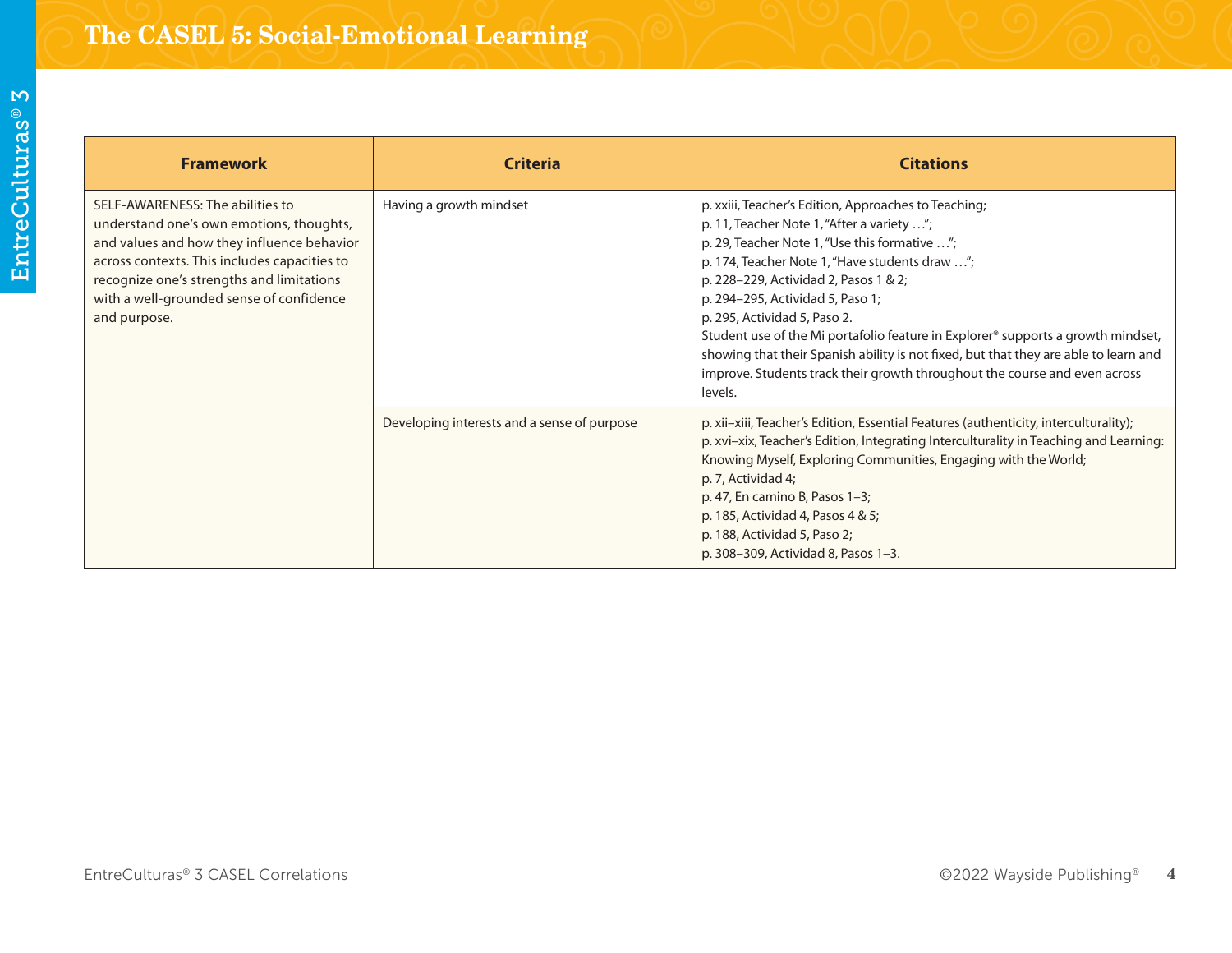# The CASEL 5: Social-Emotional Learning

| Framework | Criteria | Citations |
| --- | --- | --- |
| SELF-AWARENESS: The abilities to understand one's own emotions, thoughts, and values and how they influence behavior across contexts. This includes capacities to recognize one's strengths and limitations with a well-grounded sense of confidence and purpose. | Having a growth mindset | p. xxiii, Teacher's Edition, Approaches to Teaching;<br>p. 11, Teacher Note 1, "After a variety …";<br>p. 29, Teacher Note 1, "Use this formative …";<br>p. 174, Teacher Note 1, "Have students draw …";<br>p. 228–229, Actividad 2, Pasos 1 & 2;<br>p. 294–295, Actividad 5, Paso 1;<br>p. 295, Actividad 5, Paso 2.<br>Student use of the Mi portafolio feature in Explorer® supports a growth mindset, showing that their Spanish ability is not fixed, but that they are able to learn and improve. Students track their growth throughout the course and even across levels. |
| | Developing interests and a sense of purpose | p. xii–xiii, Teacher's Edition, Essential Features (authenticity, interculturality);<br>p. xvi–xix, Teacher's Edition, Integrating Interculturality in Teaching and Learning: Knowing Myself, Exploring Communities, Engaging with the World;<br>p. 7, Actividad 4;<br>p. 47, En camino B, Pasos 1–3;<br>p. 185, Actividad 4, Pasos 4 & 5;<br>p. 188, Actividad 5, Paso 2;<br>p. 308–309, Actividad 8, Pasos 1–3. |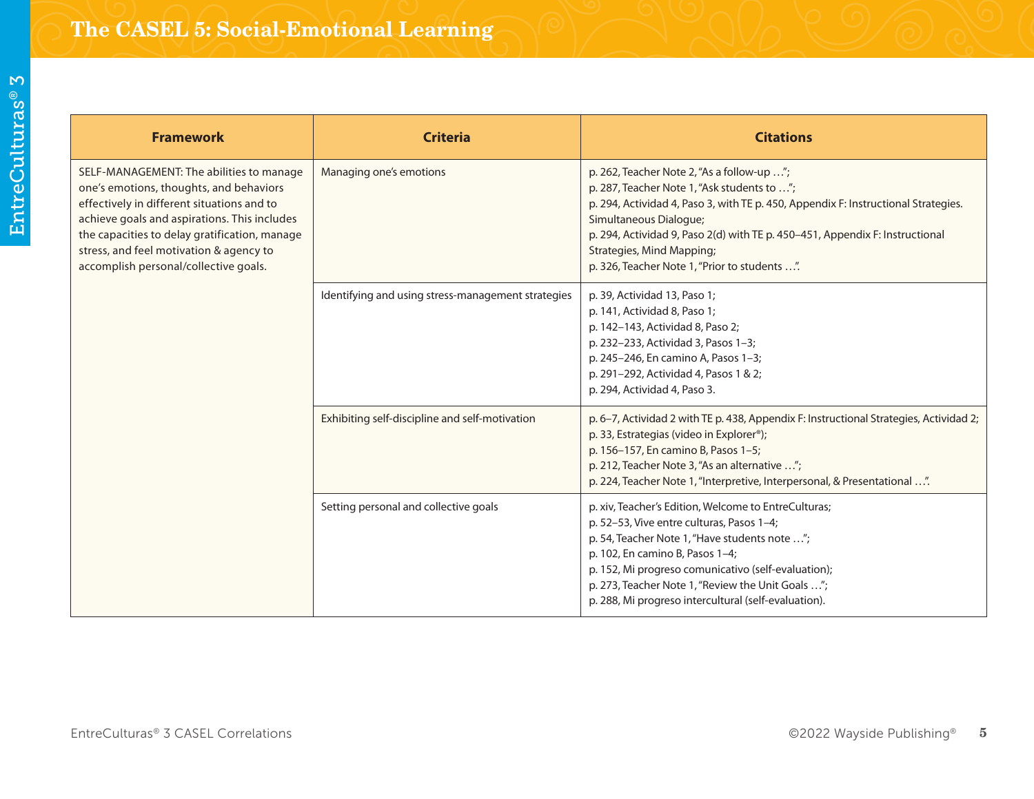# The CASEL 5: Social-Emotional Learning

| Framework | Criteria | Citations |
| --- | --- | --- |
| SELF-MANAGEMENT: The abilities to manage one's emotions, thoughts, and behaviors effectively in different situations and to achieve goals and aspirations. This includes the capacities to delay gratification, manage stress, and feel motivation & agency to accomplish personal/collective goals. | Managing one's emotions | p. 262, Teacher Note 2, "As a follow-up …";<br>p. 287, Teacher Note 1, "Ask students to …";<br>p. 294, Actividad 4, Paso 3, with TE p. 450, Appendix F: Instructional Strategies. Simultaneous Dialogue;<br>p. 294, Actividad 9, Paso 2(d) with TE p. 450–451, Appendix F: Instructional Strategies, Mind Mapping;<br>p. 326, Teacher Note 1, "Prior to students …". |
| | Identifying and using stress-management strategies | p. 39, Actividad 13, Paso 1;<br>p. 141, Actividad 8, Paso 1;<br>p. 142–143, Actividad 8, Paso 2;<br>p. 232–233, Actividad 3, Pasos 1–3;<br>p. 245–246, En camino A, Pasos 1–3;<br>p. 291–292, Actividad 4, Pasos 1 & 2;<br>p. 294, Actividad 4, Paso 3. |
| | Exhibiting self-discipline and self-motivation | p. 6–7, Actividad 2 with TE p. 438, Appendix F: Instructional Strategies, Actividad 2;<br>p. 33, Estrategias (video in Explorer®);<br>p. 156–157, En camino B, Pasos 1–5;<br>p. 212, Teacher Note 3, "As an alternative …";<br>p. 224, Teacher Note 1, "Interpretive, Interpersonal, & Presentational …". |
| | Setting personal and collective goals | p. xiv, Teacher's Edition, Welcome to EntreCulturas;<br>p. 52–53, Vive entre culturas, Pasos 1–4;<br>p. 54, Teacher Note 1, "Have students note …";<br>p. 102, En camino B, Pasos 1–4;<br>p. 152, Mi progreso comunicativo (self-evaluation);<br>p. 273, Teacher Note 1, "Review the Unit Goals …";<br>p. 288, Mi progreso intercultural (self-evaluation). |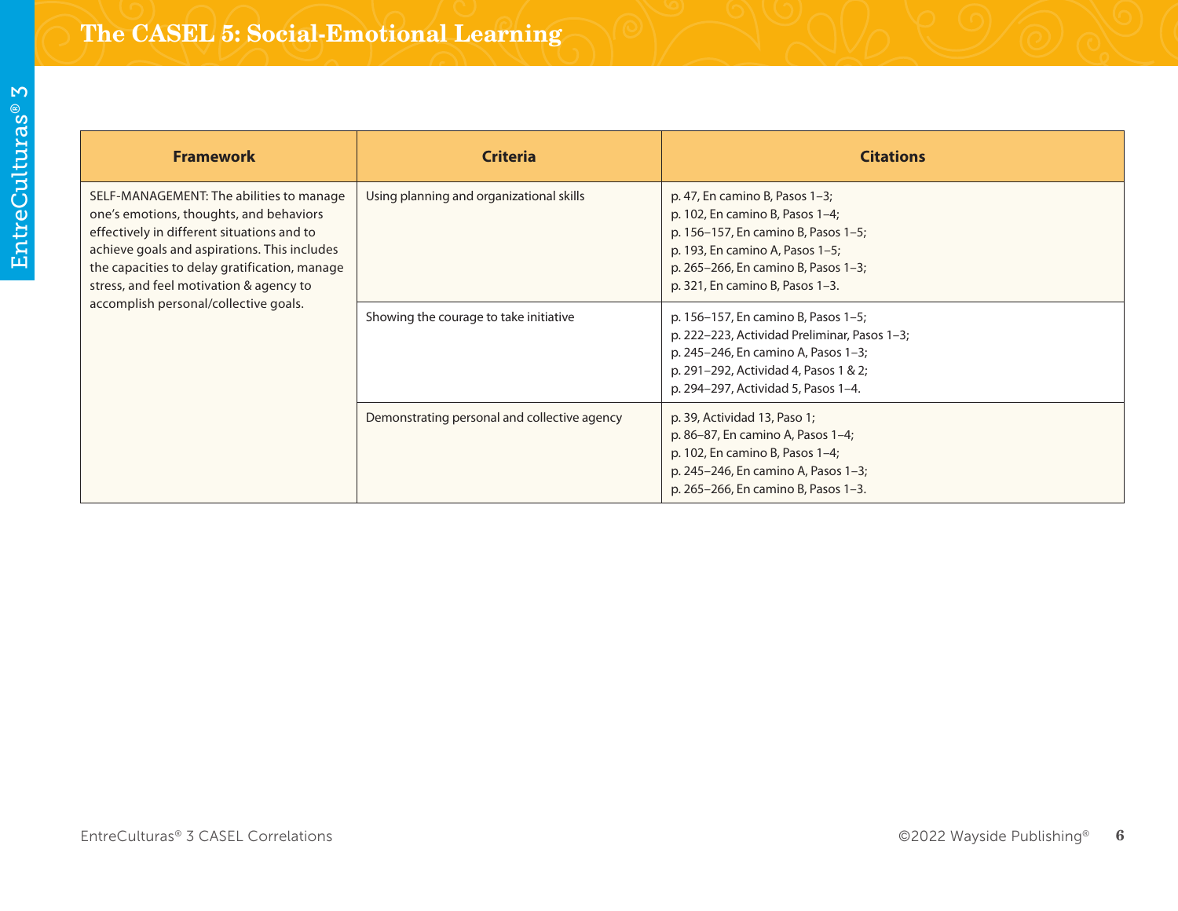# The CASEL 5: Social-Emotional Learning

| Framework | Criteria | Citations |
|---|---|---|
| SELF-MANAGEMENT: The abilities to manage one's emotions, thoughts, and behaviors effectively in different situations and to achieve goals and aspirations. This includes the capacities to delay gratification, manage stress, and feel motivation & agency to accomplish personal/collective goals. | Using planning and organizational skills | p. 47, En camino B, Pasos 1–3;<br>p. 102, En camino B, Pasos 1–4;<br>p. 156–157, En camino B, Pasos 1–5;<br>p. 193, En camino A, Pasos 1–5;<br>p. 265–266, En camino B, Pasos 1–3;<br>p. 321, En camino B, Pasos 1–3. |
| | Showing the courage to take initiative | p. 156–157, En camino B, Pasos 1–5;<br>p. 222–223, Actividad Preliminar, Pasos 1–3;<br>p. 245–246, En camino A, Pasos 1–3;<br>p. 291–292, Actividad 4, Pasos 1 & 2;<br>p. 294–297, Actividad 5, Pasos 1–4. |
| | Demonstrating personal and collective agency | p. 39, Actividad 13, Paso 1;<br>p. 86–87, En camino A, Pasos 1–4;<br>p. 102, En camino B, Pasos 1–4;<br>p. 245–246, En camino A, Pasos 1–3;<br>p. 265–266, En camino B, Pasos 1–3. |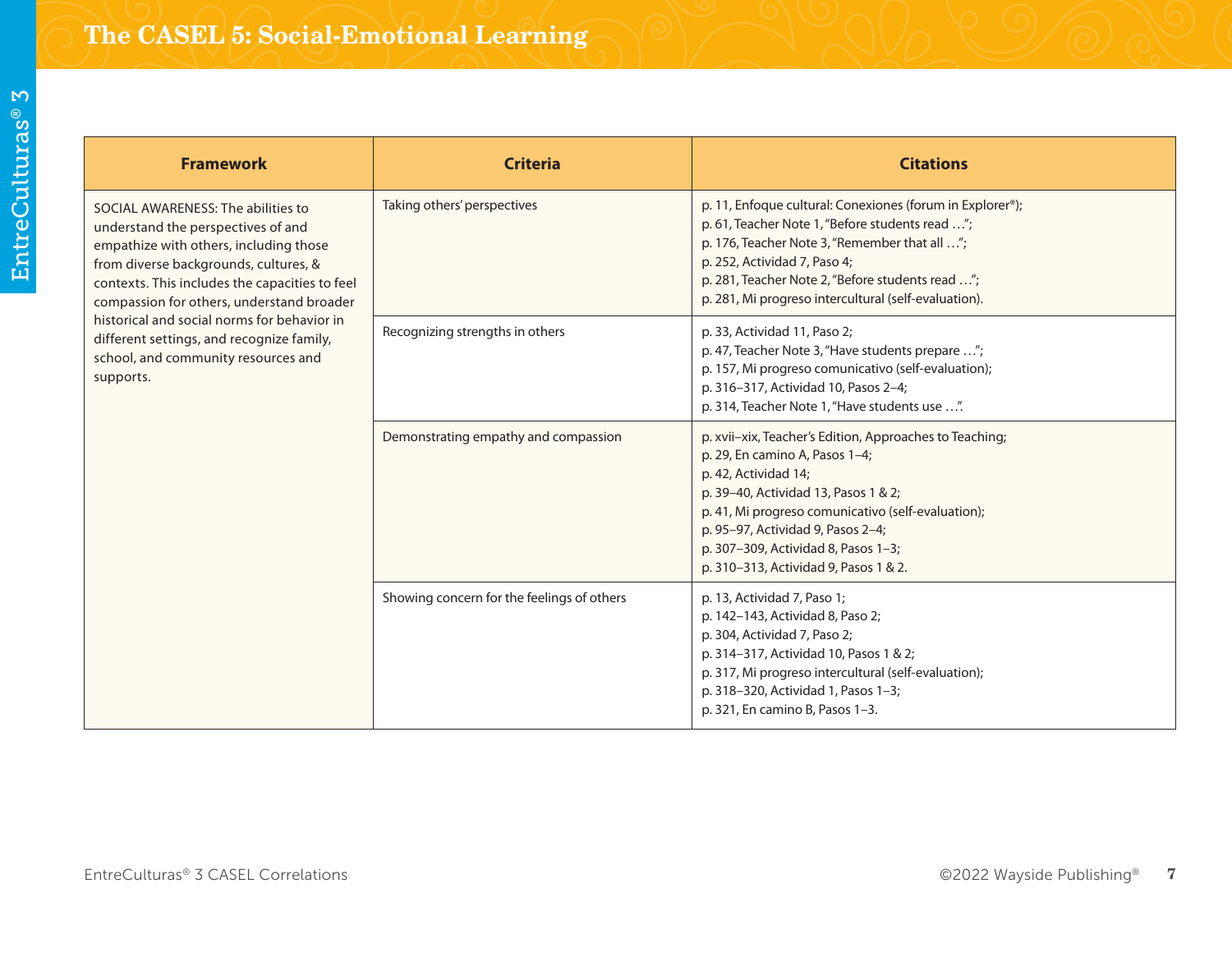# The CASEL 5: Social-Emotional Learning

| Framework | Criteria | Citations |
|---|---|---|
| SOCIAL AWARENESS: The abilities to understand the perspectives of and empathize with others, including those from diverse backgrounds, cultures, & contexts. This includes the capacities to feel compassion for others, understand broader historical and social norms for behavior in different settings, and recognize family, school, and community resources and supports. | Taking others' perspectives | p. 11, Enfoque cultural: Conexiones (forum in Explorer®);<br>p. 61, Teacher Note 1, "Before students read …";<br>p. 176, Teacher Note 3, "Remember that all …";<br>p. 252, Actividad 7, Paso 4;<br>p. 281, Teacher Note 2, "Before students read …";<br>p. 281, Mi progreso intercultural (self-evaluation). |
| | Recognizing strengths in others | p. 33, Actividad 11, Paso 2;<br>p. 47, Teacher Note 3, "Have students prepare …";<br>p. 157, Mi progreso comunicativo (self-evaluation);<br>p. 316–317, Actividad 10, Pasos 2–4;<br>p. 314, Teacher Note 1, "Have students use …". |
| | Demonstrating empathy and compassion | p. xvii–xix, Teacher's Edition, Approaches to Teaching;<br>p. 29, En camino A, Pasos 1–4;<br>p. 42, Actividad 14;<br>p. 39–40, Actividad 13, Pasos 1 & 2;<br>p. 41, Mi progreso comunicativo (self-evaluation);<br>p. 95–97, Actividad 9, Pasos 2–4;<br>p. 307–309, Actividad 8, Pasos 1–3;<br>p. 310–313, Actividad 9, Pasos 1 & 2. |
| | Showing concern for the feelings of others | p. 13, Actividad 7, Paso 1;<br>p. 142–143, Actividad 8, Paso 2;<br>p. 304, Actividad 7, Paso 2;<br>p. 314–317, Actividad 10, Pasos 1 & 2;<br>p. 317, Mi progreso intercultural (self-evaluation);<br>p. 318–320, Actividad 1, Pasos 1–3;<br>p. 321, En camino B, Pasos 1–3. |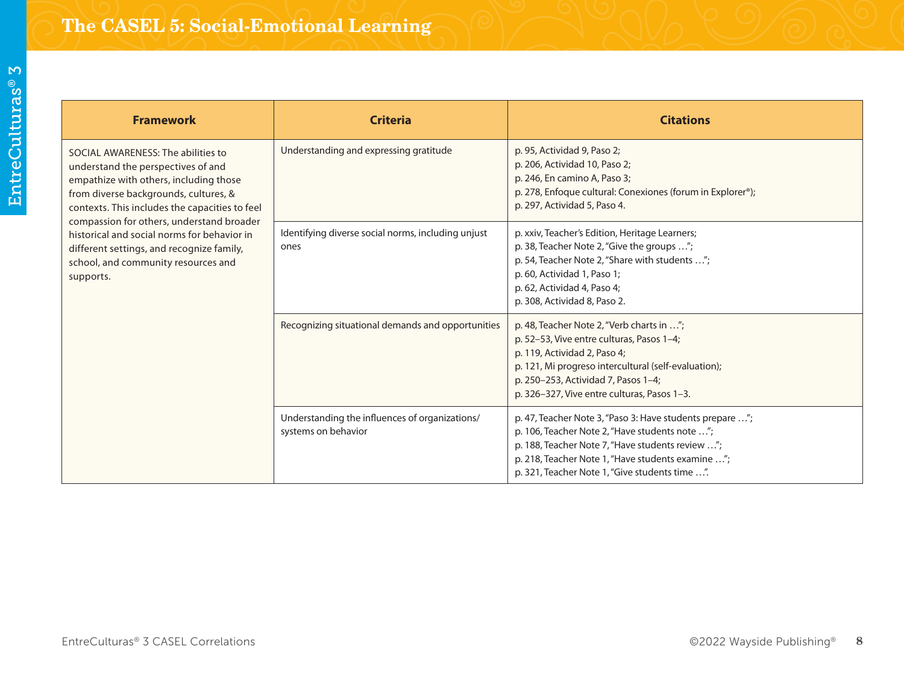# The CASEL 5: Social-Emotional Learning

| Framework | Criteria | Citations |
| --- | --- | --- |
| SOCIAL AWARENESS: The abilities to understand the perspectives of and empathize with others, including those from diverse backgrounds, cultures, & contexts. This includes the capacities to feel compassion for others, understand broader historical and social norms for behavior in different settings, and recognize family, school, and community resources and supports. | Understanding and expressing gratitude | p. 95, Actividad 9, Paso 2;<br>p. 206, Actividad 10, Paso 2;<br>p. 246, En camino A, Paso 3;<br>p. 278, Enfoque cultural: Conexiones (forum in Explorer®);<br>p. 297, Actividad 5, Paso 4. |
| | Identifying diverse social norms, including unjust ones | p. xxiv, Teacher's Edition, Heritage Learners;<br>p. 38, Teacher Note 2, "Give the groups …";<br>p. 54, Teacher Note 2, "Share with students …";<br>p. 60, Actividad 1, Paso 1;<br>p. 62, Actividad 4, Paso 4;<br>p. 308, Actividad 8, Paso 2. |
| | Recognizing situational demands and opportunities | p. 48, Teacher Note 2, "Verb charts in …";<br>p. 52–53, Vive entre culturas, Pasos 1–4;<br>p. 119, Actividad 2, Paso 4;<br>p. 121, Mi progreso intercultural (self-evaluation);<br>p. 250–253, Actividad 7, Pasos 1–4;<br>p. 326–327, Vive entre culturas, Pasos 1–3. |
| | Understanding the influences of organizations/ systems on behavior | p. 47, Teacher Note 3, "Paso 3: Have students prepare …";<br>p. 106, Teacher Note 2, "Have students note …";<br>p. 188, Teacher Note 7, "Have students review …";<br>p. 218, Teacher Note 1, "Have students examine …";<br>p. 321, Teacher Note 1, "Give students time …". |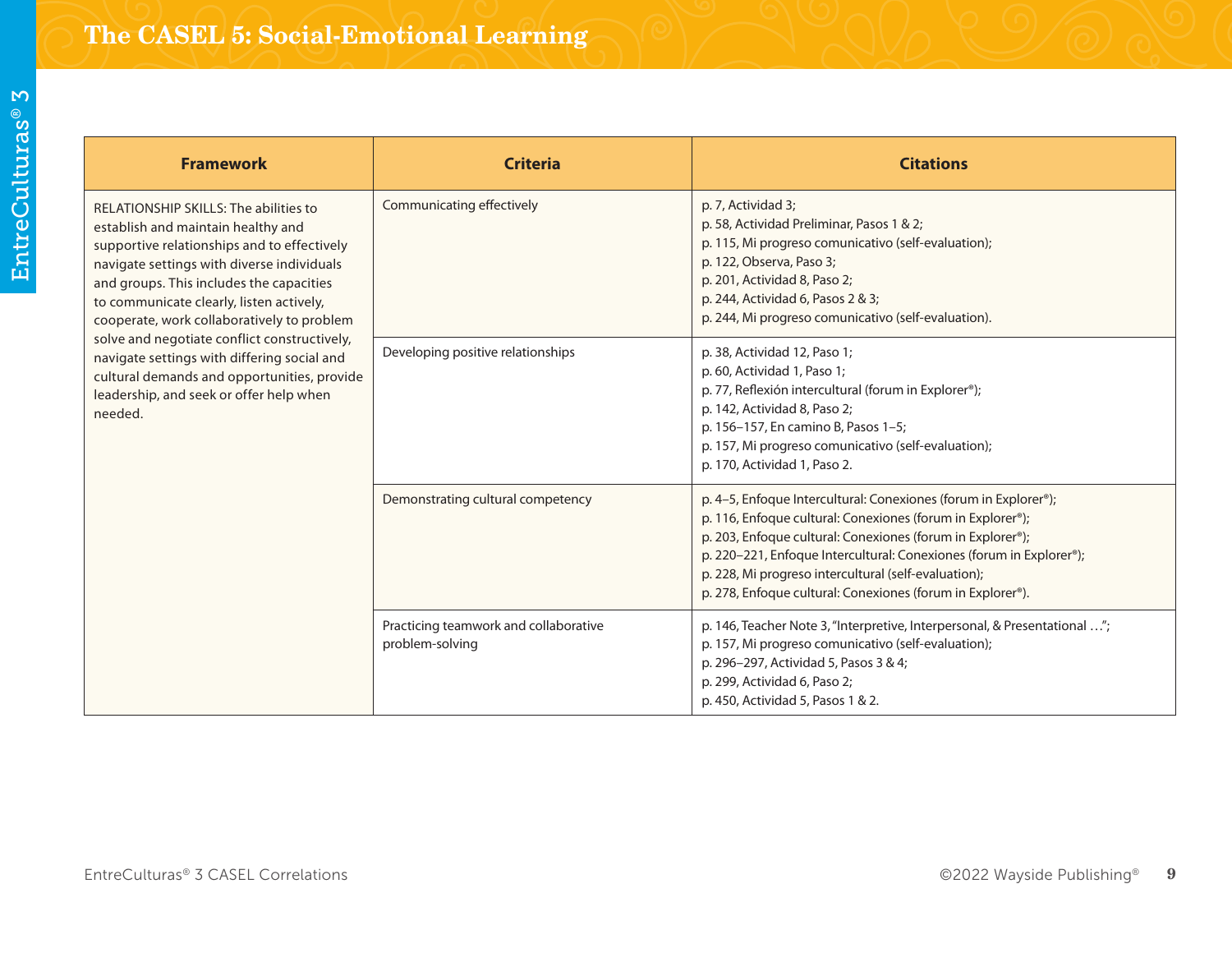# The CASEL 5: Social-Emotional Learning

| Framework | Criteria | Citations |
|---|---|---|
| RELATIONSHIP SKILLS: The abilities to establish and maintain healthy and supportive relationships and to effectively navigate settings with diverse individuals and groups. This includes the capacities to communicate clearly, listen actively, cooperate, work collaboratively to problem solve and negotiate conflict constructively, navigate settings with differing social and cultural demands and opportunities, provide leadership, and seek or offer help when needed. | Communicating effectively | p. 7, Actividad 3;<br>p. 58, Actividad Preliminar, Pasos 1 & 2;<br>p. 115, Mi progreso comunicativo (self-evaluation);<br>p. 122, Observa, Paso 3;<br>p. 201, Actividad 8, Paso 2;<br>p. 244, Actividad 6, Pasos 2 & 3;<br>p. 244, Mi progreso comunicativo (self-evaluation). |
| | Developing positive relationships | p. 38, Actividad 12, Paso 1;<br>p. 60, Actividad 1, Paso 1;<br>p. 77, Reflexión intercultural (forum in Explorer®);<br>p. 142, Actividad 8, Paso 2;<br>p. 156–157, En camino B, Pasos 1–5;<br>p. 157, Mi progreso comunicativo (self-evaluation);<br>p. 170, Actividad 1, Paso 2. |
| | Demonstrating cultural competency | p. 4–5, Enfoque Intercultural: Conexiones (forum in Explorer®);<br>p. 116, Enfoque cultural: Conexiones (forum in Explorer®);<br>p. 203, Enfoque cultural: Conexiones (forum in Explorer®);<br>p. 220–221, Enfoque Intercultural: Conexiones (forum in Explorer®);<br>p. 228, Mi progreso intercultural (self-evaluation);<br>p. 278, Enfoque cultural: Conexiones (forum in Explorer®). |
| | Practicing teamwork and collaborative problem-solving | p. 146, Teacher Note 3, "Interpretive, Interpersonal, & Presentational …";<br>p. 157, Mi progreso comunicativo (self-evaluation);<br>p. 296–297, Actividad 5, Pasos 3 & 4;<br>p. 299, Actividad 6, Paso 2;<br>p. 450, Actividad 5, Pasos 1 & 2. |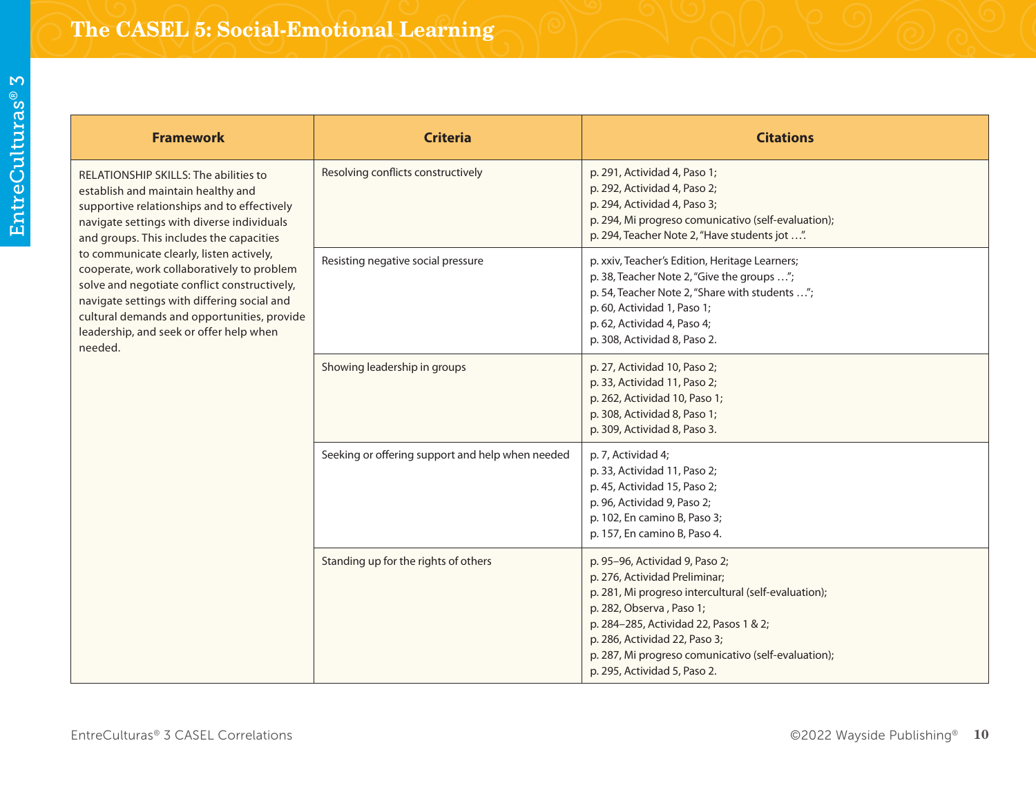# The CASEL 5: Social-Emotional Learning

| Framework | Criteria | Citations |
| --- | --- | --- |
| RELATIONSHIP SKILLS: The abilities to establish and maintain healthy and supportive relationships and to effectively navigate settings with diverse individuals and groups. This includes the capacities to communicate clearly, listen actively, cooperate, work collaboratively to problem solve and negotiate conflict constructively, navigate settings with differing social and cultural demands and opportunities, provide leadership, and seek or offer help when needed. | Resolving conflicts constructively | p. 291, Actividad 4, Paso 1;<br>p. 292, Actividad 4, Paso 2;<br>p. 294, Actividad 4, Paso 3;<br>p. 294, Mi progreso comunicativo (self-evaluation);<br>p. 294, Teacher Note 2, "Have students jot …". |
| | Resisting negative social pressure | p. xxiv, Teacher's Edition, Heritage Learners;<br>p. 38, Teacher Note 2, "Give the groups …";<br>p. 54, Teacher Note 2, "Share with students …";<br>p. 60, Actividad 1, Paso 1;<br>p. 62, Actividad 4, Paso 4;<br>p. 308, Actividad 8, Paso 2. |
| | Showing leadership in groups | p. 27, Actividad 10, Paso 2;<br>p. 33, Actividad 11, Paso 2;<br>p. 262, Actividad 10, Paso 1;<br>p. 308, Actividad 8, Paso 1;<br>p. 309, Actividad 8, Paso 3. |
| | Seeking or offering support and help when needed | p. 7, Actividad 4;<br>p. 33, Actividad 11, Paso 2;<br>p. 45, Actividad 15, Paso 2;<br>p. 96, Actividad 9, Paso 2;<br>p. 102, En camino B, Paso 3;<br>p. 157, En camino B, Paso 4. |
| | Standing up for the rights of others | p. 95–96, Actividad 9, Paso 2;<br>p. 276, Actividad Preliminar;<br>p. 281, Mi progreso intercultural (self-evaluation);<br>p. 282, Observa , Paso 1;<br>p. 284–285, Actividad 22, Pasos 1 & 2;<br>p. 286, Actividad 22, Paso 3;<br>p. 287, Mi progreso comunicativo (self-evaluation);<br>p. 295, Actividad 5, Paso 2. |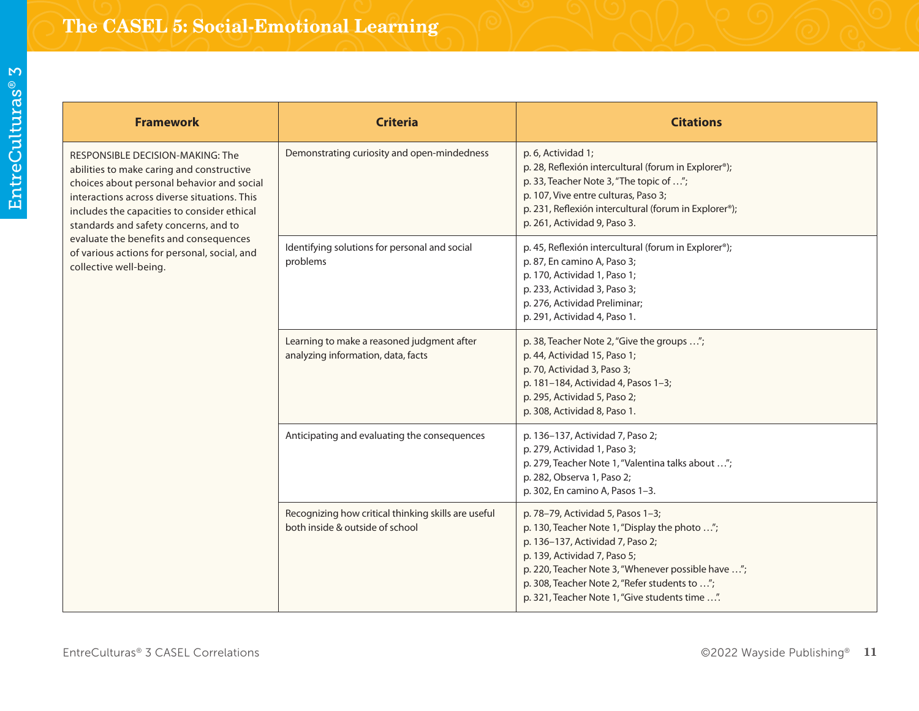# The CASEL 5: Social-Emotional Learning

| Framework | Criteria | Citations |
| --- | --- | --- |
| RESPONSIBLE DECISION-MAKING: The abilities to make caring and constructive choices about personal behavior and social interactions across diverse situations. This includes the capacities to consider ethical standards and safety concerns, and to evaluate the benefits and consequences of various actions for personal, social, and collective well-being. | Demonstrating curiosity and open-mindedness | p. 6, Actividad 1;<br>p. 28, Reflexión intercultural (forum in Explorer®);<br>p. 33, Teacher Note 3, "The topic of …";<br>p. 107, Vive entre culturas, Paso 3;<br>p. 231, Reflexión intercultural (forum in Explorer®);<br>p. 261, Actividad 9, Paso 3. |
| | Identifying solutions for personal and social problems | p. 45, Reflexión intercultural (forum in Explorer®);<br>p. 87, En camino A, Paso 3;<br>p. 170, Actividad 1, Paso 1;<br>p. 233, Actividad 3, Paso 3;<br>p. 276, Actividad Preliminar;<br>p. 291, Actividad 4, Paso 1. |
| | Learning to make a reasoned judgment after analyzing information, data, facts | p. 38, Teacher Note 2, "Give the groups …";<br>p. 44, Actividad 15, Paso 1;<br>p. 70, Actividad 3, Paso 3;<br>p. 181–184, Actividad 4, Pasos 1–3;<br>p. 295, Actividad 5, Paso 2;<br>p. 308, Actividad 8, Paso 1. |
| | Anticipating and evaluating the consequences | p. 136–137, Actividad 7, Paso 2;<br>p. 279, Actividad 1, Paso 3;<br>p. 279, Teacher Note 1, "Valentina talks about …";<br>p. 282, Observa 1, Paso 2;<br>p. 302, En camino A, Pasos 1–3. |
| | Recognizing how critical thinking skills are useful both inside & outside of school | p. 78–79, Actividad 5, Pasos 1–3;<br>p. 130, Teacher Note 1, "Display the photo …";<br>p. 136–137, Actividad 7, Paso 2;<br>p. 139, Actividad 7, Paso 5;<br>p. 220, Teacher Note 3, "Whenever possible have …";<br>p. 308, Teacher Note 2, "Refer students to …";<br>p. 321, Teacher Note 1, "Give students time …". |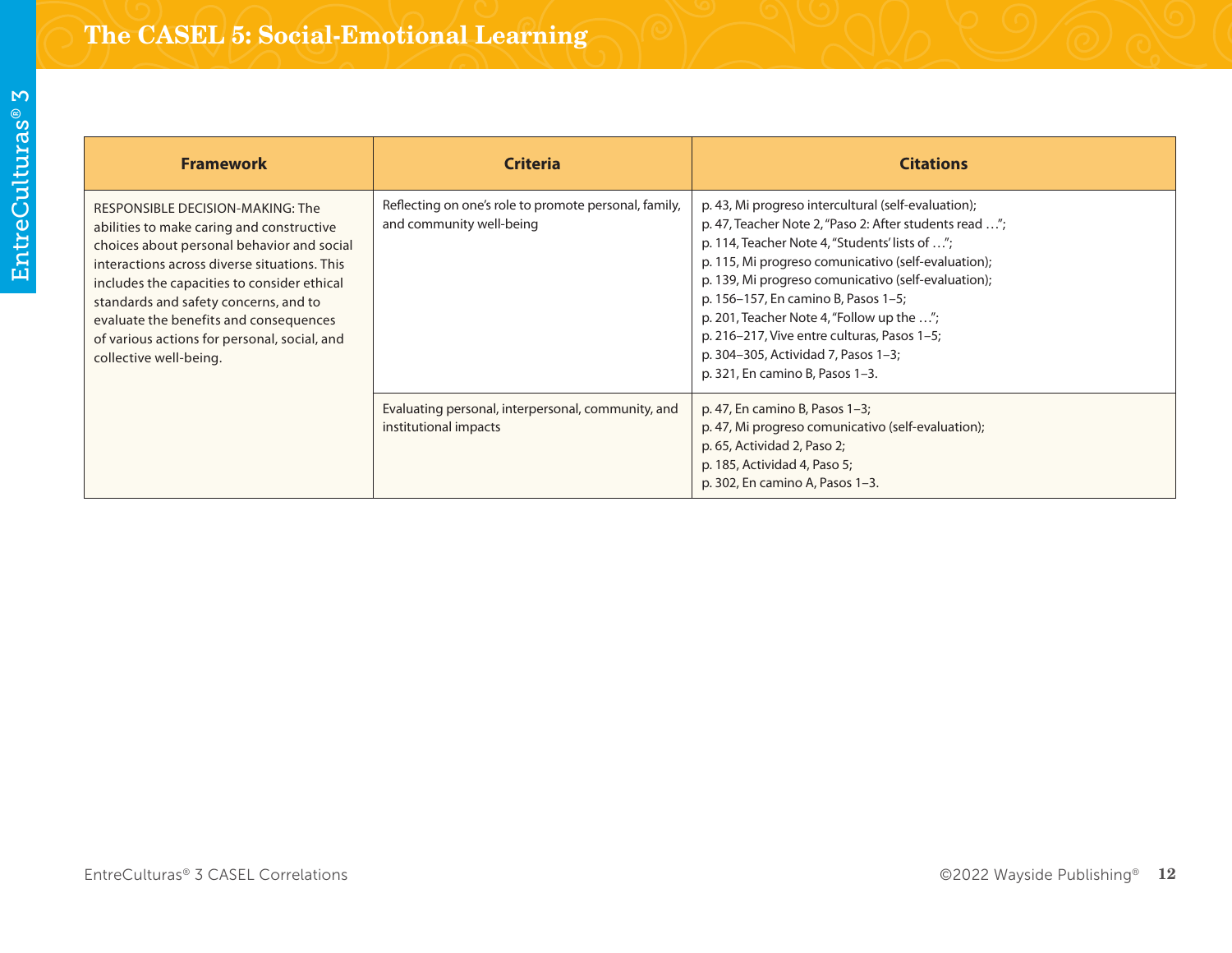# The CASEL 5: Social-Emotional Learning

| Framework | Criteria | Citations |
| --- | --- | --- |
| RESPONSIBLE DECISION-MAKING: The abilities to make caring and constructive choices about personal behavior and social interactions across diverse situations. This includes the capacities to consider ethical standards and safety concerns, and to evaluate the benefits and consequences of various actions for personal, social, and collective well-being. | Reflecting on one's role to promote personal, family, and community well-being | p. 43, Mi progreso intercultural (self-evaluation);<br>p. 47, Teacher Note 2, "Paso 2: After students read …";<br>p. 114, Teacher Note 4, "Students' lists of …";<br>p. 115, Mi progreso comunicativo (self-evaluation);<br>p. 139, Mi progreso comunicativo (self-evaluation);<br>p. 156–157, En camino B, Pasos 1–5;<br>p. 201, Teacher Note 4, "Follow up the …";<br>p. 216–217, Vive entre culturas, Pasos 1–5;<br>p. 304–305, Actividad 7, Pasos 1–3;<br>p. 321, En camino B, Pasos 1–3. |
| | Evaluating personal, interpersonal, community, and institutional impacts | p. 47, En camino B, Pasos 1–3;<br>p. 47, Mi progreso comunicativo (self-evaluation);<br>p. 65, Actividad 2, Paso 2;<br>p. 185, Actividad 4, Paso 5;<br>p. 302, En camino A, Pasos 1–3. |